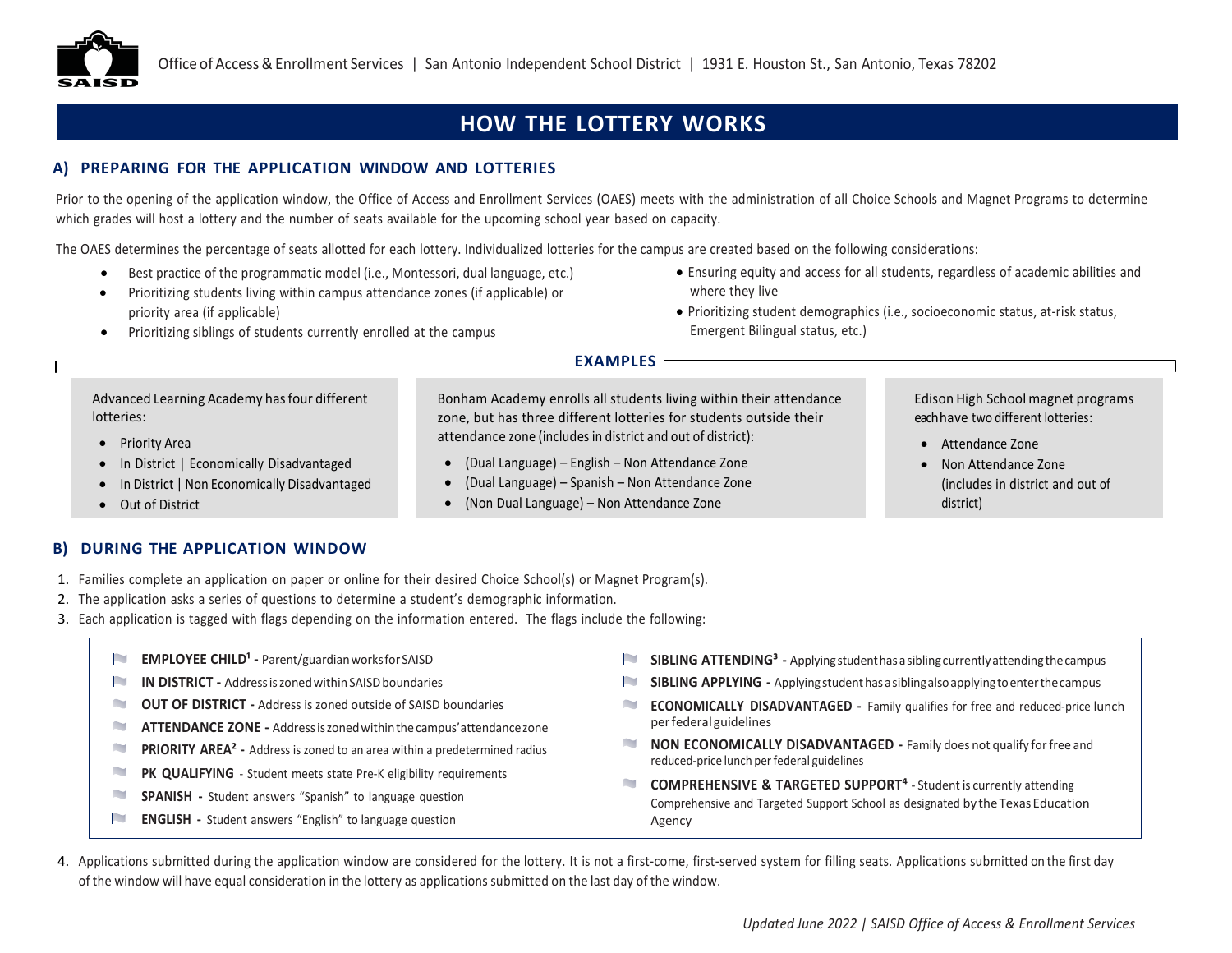Office of Access & Enrollment Services | San Antonio Independent School District | 1931 E. Houston St., San Antonio, Texas 78202

# HOW THE LOTTERY WORKS

## A) PREPARING FOR THE APPLICATION WINDOW AND LOTTERIES

Prior to the opening of the application window, the Office of Access and Enrollment Services (OAES) meets with the administration of all Choice Schools and Magnet Programs to determine which grades will host a lottery and the number of seats available for the upcoming school year based on capacity.

The OAES determines the percentage of seats allotted for each lottery. Individualized lotteries for the campus are created based on the following considerations:

- Best practice of the programmatic model (i.e., Montessori, dual language, etc.)
- Prioritizing students living within campus attendance zones (if applicable) or priority area (if applicable)
- Prioritizing siblings of students currently enrolled at the campus
- Ensuring equity and access for all students, regardless of academic abilities and where they live
- Prioritizing student demographics (i.e., socioeconomic status, at-risk status, Emergent Bilingual status, etc.)

### EXAMPLES

Advanced Learning Academy has four different lotteries:

- Priority Area
- In District | Economically Disadvantaged
- In District | Non Economically Disadvantaged
- Out of District

Bonham Academy enrolls all students living within their attendance zone, but has three different lotteries for students outside their attendance zone (includes in district and out of district):

- (Dual Language) – English – Non Attendance Zone
- (Dual Language) – Spanish – Non Attendance Zone
- (Non Dual Language) – Non Attendance Zone

Edison High School magnet programs each have two different lotteries:

- Attendance Zone
- Non Attendance Zone (includes in district and out of district)

## B) DURING THE APPLICATION WINDOW

1. Families complete an application on paper or online for their desired Choice School(s) or Magnet Program(s).
2. The application asks a series of questions to determine a student's demographic information.
3. Each application is tagged with flags depending on the information entered. The flags include the following:

- **EMPLOYEE CHILD[1] -** Parent/guardian works for SAISD
- **IN DISTRICT -** Address is zoned within SAISD boundaries
- **OUT OF DISTRICT -** Address is zoned outside of SAISD boundaries
- **ATTENDANCE ZONE -** Address is zoned within the campus' attendance zone
- **PRIORITY AREA[2] -** Address is zoned to an area within a predetermined radius
- **PK QUALIFYING** - Student meets state Pre-K eligibility requirements
- **SPANISH -** Student answers "Spanish" to language question
- **ENGLISH -** Student answers "English" to language question
- **SIBLING ATTENDING[3] -** Applying student has a sibling currently attending the campus
- **SIBLING APPLYING -** Applying student has a sibling also applying to enter the campus
- **ECONOMICALLY DISADVANTAGED -** Family qualifies for free and reduced-price lunch per federal guidelines
- **NON ECONOMICALLY DISADVANTAGED -** Family does not qualify for free and reduced-price lunch per federal guidelines
- **COMPREHENSIVE & TARGETED SUPPORT[4]** - Student is currently attending Comprehensive and Targeted Support School as designated by the Texas Education Agency

4. Applications submitted during the application window are considered for the lottery. It is not a first-come, first-served system for filling seats. Applications submitted on the first day of the window will have equal consideration in the lottery as applications submitted on the last day of the window.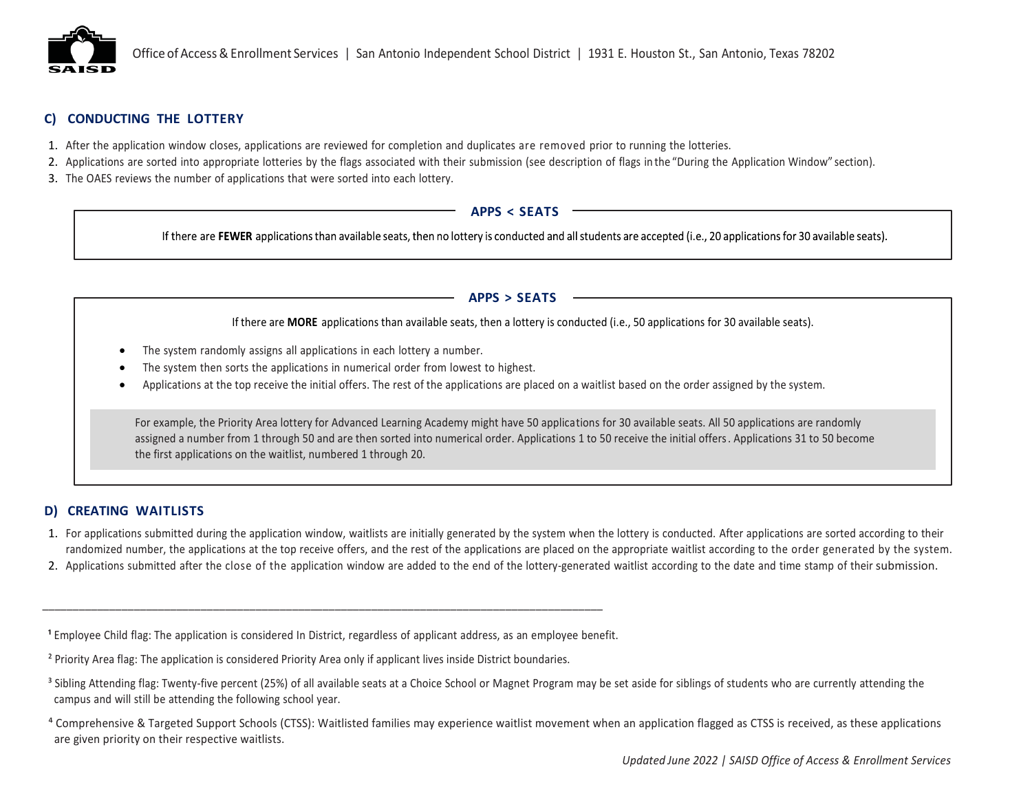## C) CONDUCTING THE LOTTERY

1. After the application window closes, applications are reviewed for completion and duplicates are removed prior to running the lotteries.
2. Applications are sorted into appropriate lotteries by the flags associated with their submission (see description of flags in the "During the Application Window" section).
3. The OAES reviews the number of applications that were sorted into each lottery.

### APPS < SEATS

If there are **FEWER** applications than available seats, then no lottery is conducted and all students are accepted (i.e., 20 applications for 30 available seats).

### APPS > SEATS

If there are **MORE** applications than available seats, then a lottery is conducted (i.e., 50 applications for 30 available seats).

- The system randomly assigns all applications in each lottery a number.
- The system then sorts the applications in numerical order from lowest to highest.
- Applications at the top receive the initial offers. The rest of the applications are placed on a waitlist based on the order assigned by the system.

> For example, the Priority Area lottery for Advanced Learning Academy might have 50 applications for 30 available seats. All 50 applications are randomly assigned a number from 1 through 50 and are then sorted into numerical order. Applications 1 to 50 receive the initial offers. Applications 31 to 50 become the first applications on the waitlist, numbered 1 through 20.

## D) CREATING WAITLISTS

1. For applications submitted during the application window, waitlists are initially generated by the system when the lottery is conducted. After applications are sorted according to their randomized number, the applications at the top receive offers, and the rest of the applications are placed on the appropriate waitlist according to the order generated by the system.
2. Applications submitted after the close of the application window are added to the end of the lottery-generated waitlist according to the date and time stamp of their submission.

---

[1] Employee Child flag: The application is considered In District, regardless of applicant address, as an employee benefit.

[2] Priority Area flag: The application is considered Priority Area only if applicant lives inside District boundaries.

[3] Sibling Attending flag: Twenty-five percent (25%) of all available seats at a Choice School or Magnet Program may be set aside for siblings of students who are currently attending the campus and will still be attending the following school year.

[4] Comprehensive & Targeted Support Schools (CTSS): Waitlisted families may experience waitlist movement when an application flagged as CTSS is received, as these applications are given priority on their respective waitlists.

*Updated June 2022 | SAISD Office of Access & Enrollment Services*